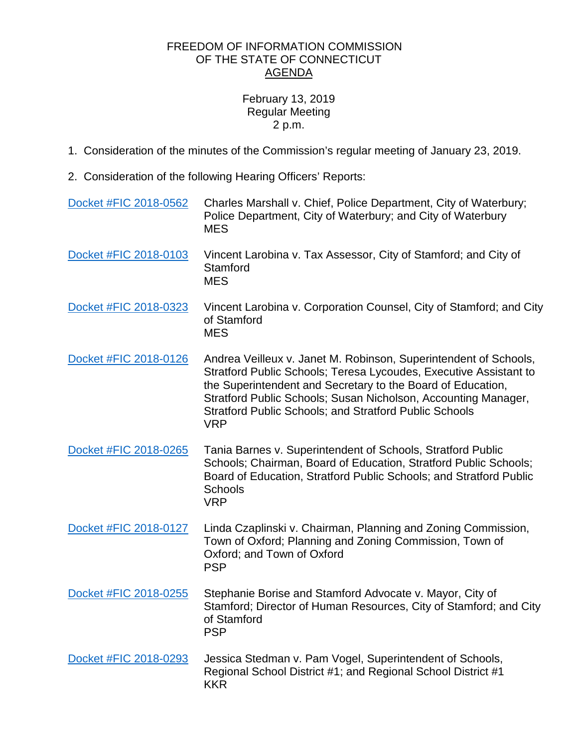FREEDOM OF INFORMATION COMMISSION
OF THE STATE OF CONNECTICUT
AGENDA

February 13, 2019
Regular Meeting
2 p.m.

1. Consideration of the minutes of the Commission's regular meeting of January 23, 2019.

2. Consideration of the following Hearing Officers' Reports:

Docket #FIC 2018-0562 — Charles Marshall v. Chief, Police Department, City of Waterbury; Police Department, City of Waterbury; and City of Waterbury
MES

Docket #FIC 2018-0103 — Vincent Larobina v. Tax Assessor, City of Stamford; and City of Stamford
MES

Docket #FIC 2018-0323 — Vincent Larobina v. Corporation Counsel, City of Stamford; and City of Stamford
MES

Docket #FIC 2018-0126 — Andrea Veilleux v. Janet M. Robinson, Superintendent of Schools, Stratford Public Schools; Teresa Lycoudes, Executive Assistant to the Superintendent and Secretary to the Board of Education, Stratford Public Schools; Susan Nicholson, Accounting Manager, Stratford Public Schools; and Stratford Public Schools
VRP

Docket #FIC 2018-0265 — Tania Barnes v. Superintendent of Schools, Stratford Public Schools; Chairman, Board of Education, Stratford Public Schools; Board of Education, Stratford Public Schools; and Stratford Public Schools
VRP

Docket #FIC 2018-0127 — Linda Czaplinski v. Chairman, Planning and Zoning Commission, Town of Oxford; Planning and Zoning Commission, Town of Oxford; and Town of Oxford
PSP

Docket #FIC 2018-0255 — Stephanie Borise and Stamford Advocate v. Mayor, City of Stamford; Director of Human Resources, City of Stamford; and City of Stamford
PSP

Docket #FIC 2018-0293 — Jessica Stedman v. Pam Vogel, Superintendent of Schools, Regional School District #1; and Regional School District #1
KKR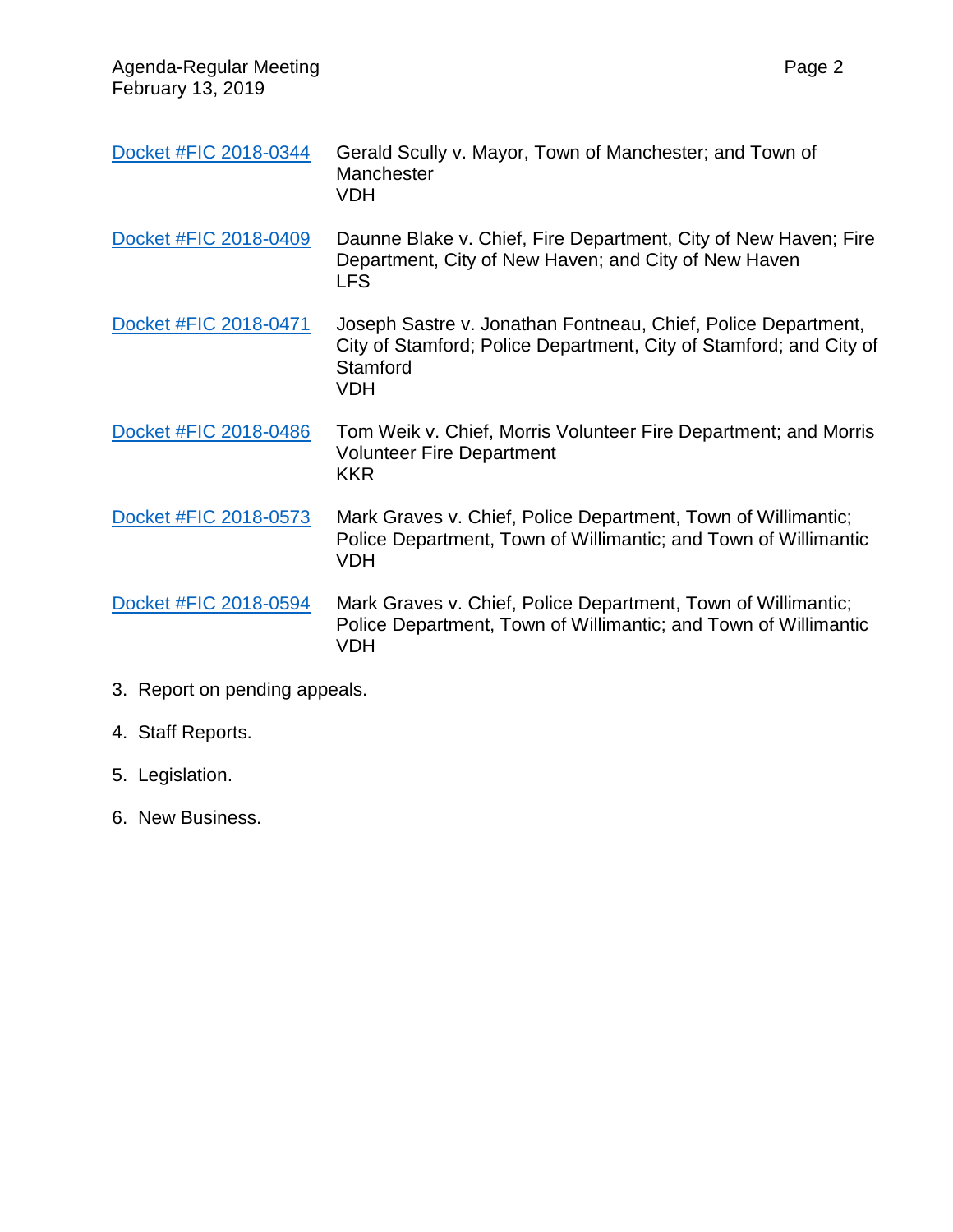| | |
|---|---|
| Docket #FIC 2018-0344 | Gerald Scully v. Mayor, Town of Manchester; and Town of Manchester<br>VDH |
| Docket #FIC 2018-0409 | Daunne Blake v. Chief, Fire Department, City of New Haven; Fire Department, City of New Haven; and City of New Haven<br>LFS |
| Docket #FIC 2018-0471 | Joseph Sastre v. Jonathan Fontneau, Chief, Police Department, City of Stamford; Police Department, City of Stamford; and City of Stamford<br>VDH |
| Docket #FIC 2018-0486 | Tom Weik v. Chief, Morris Volunteer Fire Department; and Morris Volunteer Fire Department<br>KKR |
| Docket #FIC 2018-0573 | Mark Graves v. Chief, Police Department, Town of Willimantic; Police Department, Town of Willimantic; and Town of Willimantic<br>VDH |
| Docket #FIC 2018-0594 | Mark Graves v. Chief, Police Department, Town of Willimantic; Police Department, Town of Willimantic; and Town of Willimantic<br>VDH |

3. Report on pending appeals.
4. Staff Reports.
5. Legislation.
6. New Business.